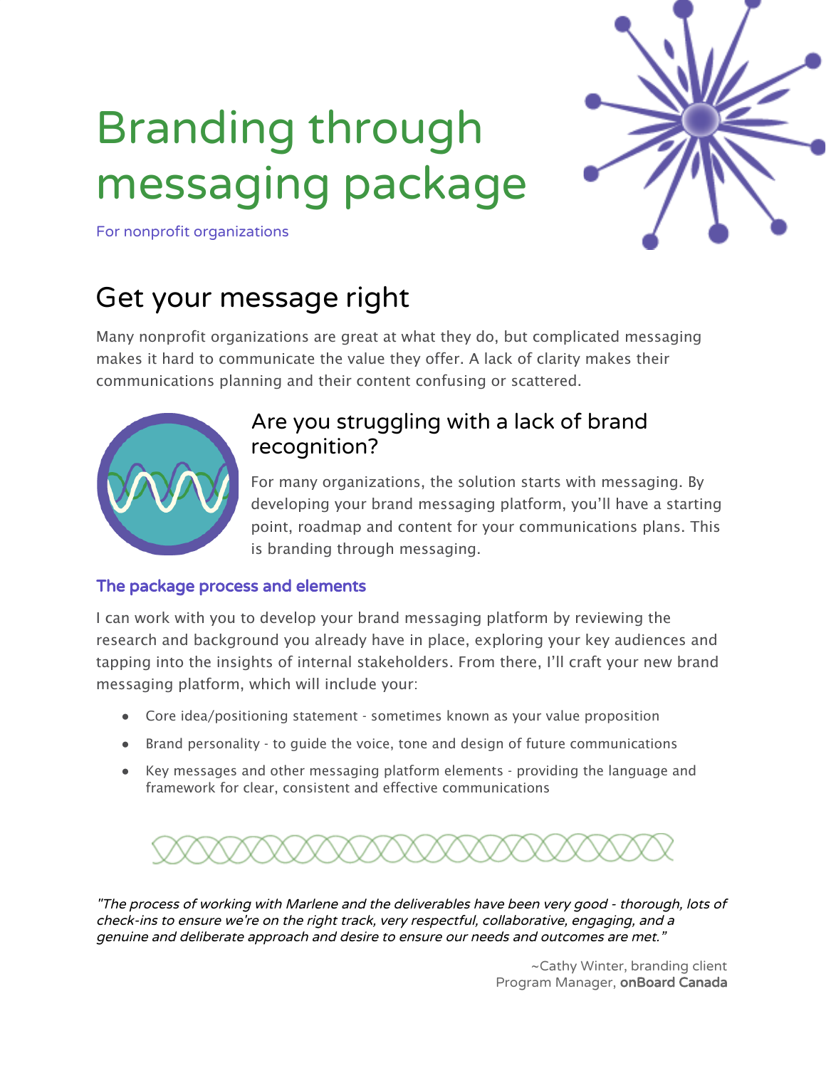# Branding through messaging package

For nonprofit organizations

## Get your message right

Many nonprofit organizations are great at what they do, but complicated messaging makes it hard to communicate the value they offer. A lack of clarity makes their communications planning and their content confusing or scattered.

### Are you struggling with a lack of brand recognition?

For many organizations, the solution starts with messaging. By developing your brand messaging platform, you'll have a starting point, roadmap and content for your communications plans. This is branding through messaging.

#### The package process and elements

I can work with you to develop your brand messaging platform by reviewing the research and background you already have in place, exploring your key audiences and tapping into the insights of internal stakeholders. From there, I'll craft your new brand messaging platform, which will include your:

- Core idea/positioning statement - sometimes known as your value proposition
- Brand personality - to guide the voice, tone and design of future communications
- Key messages and other messaging platform elements - providing the language and framework for clear, consistent and effective communications

*"The process of working with Marlene and the deliverables have been very good - thorough, lots of check-ins to ensure we're on the right track, very respectful, collaborative, engaging, and a genuine and deliberate approach and desire to ensure our needs and outcomes are met."*

~Cathy Winter, branding client
Program Manager, **onBoard Canada**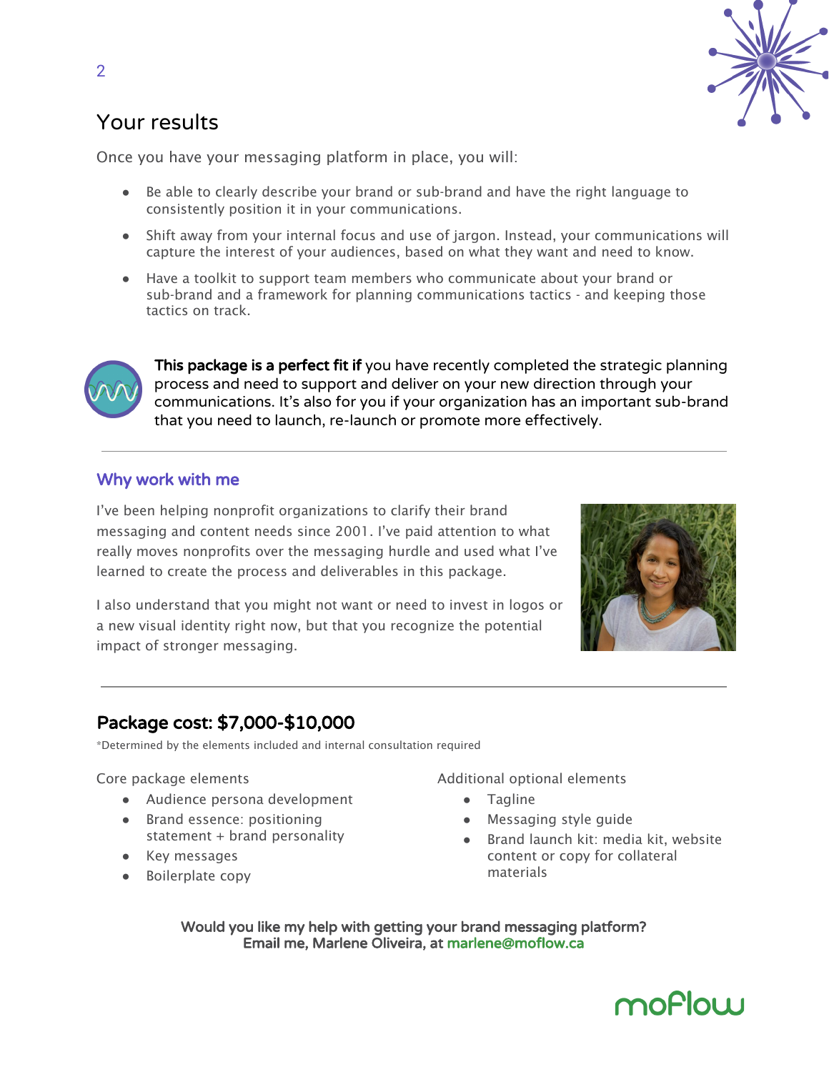## Your results

Once you have your messaging platform in place, you will:

- Be able to clearly describe your brand or sub-brand and have the right language to consistently position it in your communications.
- Shift away from your internal focus and use of jargon. Instead, your communications will capture the interest of your audiences, based on what they want and need to know.
- Have a toolkit to support team members who communicate about your brand or sub-brand and a framework for planning communications tactics - and keeping those tactics on track.

**This package is a perfect fit if** you have recently completed the strategic planning process and need to support and deliver on your new direction through your communications. It's also for you if your organization has an important sub-brand that you need to launch, re-launch or promote more effectively.

---

### Why work with me

I've been helping nonprofit organizations to clarify their brand messaging and content needs since 2001. I've paid attention to what really moves nonprofits over the messaging hurdle and used what I've learned to create the process and deliverables in this package.

I also understand that you might not want or need to invest in logos or a new visual identity right now, but that you recognize the potential impact of stronger messaging.

---

## Package cost: $7,000-$10,000

*Determined by the elements included and internal consultation required

Core package elements

- Audience persona development
- Brand essence: positioning statement + brand personality
- Key messages
- Boilerplate copy

Additional optional elements

- Tagline
- Messaging style guide
- Brand launch kit: media kit, website content or copy for collateral materials

**Would you like my help with getting your brand messaging platform?**
**Email me, Marlene Oliveira, at marlene@moflow.ca**

moflow